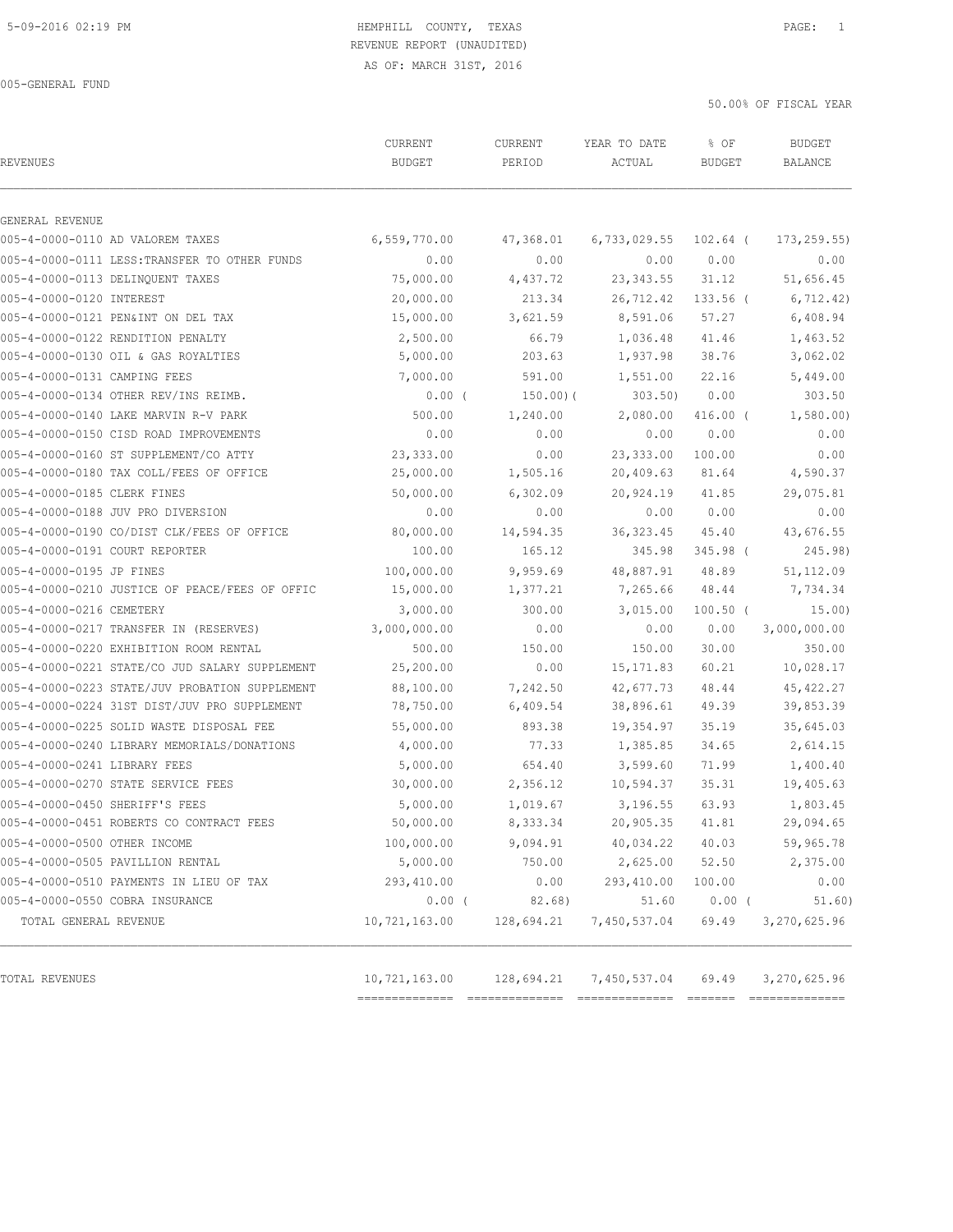HEMPHILL COUNTY, TEXAS
REVENUE REPORT (UNAUDITED)
AS OF: MARCH 31ST, 2016

005-GENERAL FUND

50.00% OF FISCAL YEAR

| REVENUES | CURRENT BUDGET | CURRENT PERIOD | YEAR TO DATE ACTUAL | % OF BUDGET | BUDGET BALANCE |
|---|---|---|---|---|---|
| GENERAL REVENUE | | | | | |
| 005-4-0000-0110 AD VALOREM TAXES | 6,559,770.00 | 47,368.01 | 6,733,029.55 | 102.64 | ( 173,259.55) |
| 005-4-0000-0111 LESS:TRANSFER TO OTHER FUNDS | 0.00 | 0.00 | 0.00 | 0.00 | 0.00 |
| 005-4-0000-0113 DELINQUENT TAXES | 75,000.00 | 4,437.72 | 23,343.55 | 31.12 | 51,656.45 |
| 005-4-0000-0120 INTEREST | 20,000.00 | 213.34 | 26,712.42 | 133.56 | ( 6,712.42) |
| 005-4-0000-0121 PEN&INT ON DEL TAX | 15,000.00 | 3,621.59 | 8,591.06 | 57.27 | 6,408.94 |
| 005-4-0000-0122 RENDITION PENALTY | 2,500.00 | 66.79 | 1,036.48 | 41.46 | 1,463.52 |
| 005-4-0000-0130 OIL & GAS ROYALTIES | 5,000.00 | 203.63 | 1,937.98 | 38.76 | 3,062.02 |
| 005-4-0000-0131 CAMPING FEES | 7,000.00 | 591.00 | 1,551.00 | 22.16 | 5,449.00 |
| 005-4-0000-0134 OTHER REV/INS REIMB. | 0.00 | ( 150.00) | ( 303.50) | 0.00 | 303.50 |
| 005-4-0000-0140 LAKE MARVIN R-V PARK | 500.00 | 1,240.00 | 2,080.00 | 416.00 | ( 1,580.00) |
| 005-4-0000-0150 CISD ROAD IMPROVEMENTS | 0.00 | 0.00 | 0.00 | 0.00 | 0.00 |
| 005-4-0000-0160 ST SUPPLEMENT/CO ATTY | 23,333.00 | 0.00 | 23,333.00 | 100.00 | 0.00 |
| 005-4-0000-0180 TAX COLL/FEES OF OFFICE | 25,000.00 | 1,505.16 | 20,409.63 | 81.64 | 4,590.37 |
| 005-4-0000-0185 CLERK FINES | 50,000.00 | 6,302.09 | 20,924.19 | 41.85 | 29,075.81 |
| 005-4-0000-0188 JUV PRO DIVERSION | 0.00 | 0.00 | 0.00 | 0.00 | 0.00 |
| 005-4-0000-0190 CO/DIST CLK/FEES OF OFFICE | 80,000.00 | 14,594.35 | 36,323.45 | 45.40 | 43,676.55 |
| 005-4-0000-0191 COURT REPORTER | 100.00 | 165.12 | 345.98 | 345.98 | ( 245.98) |
| 005-4-0000-0195 JP FINES | 100,000.00 | 9,959.69 | 48,887.91 | 48.89 | 51,112.09 |
| 005-4-0000-0210 JUSTICE OF PEACE/FEES OF OFFIC | 15,000.00 | 1,377.21 | 7,265.66 | 48.44 | 7,734.34 |
| 005-4-0000-0216 CEMETERY | 3,000.00 | 300.00 | 3,015.00 | 100.50 | ( 15.00) |
| 005-4-0000-0217 TRANSFER IN (RESERVES) | 3,000,000.00 | 0.00 | 0.00 | 0.00 | 3,000,000.00 |
| 005-4-0000-0220 EXHIBITION ROOM RENTAL | 500.00 | 150.00 | 150.00 | 30.00 | 350.00 |
| 005-4-0000-0221 STATE/CO JUD SALARY SUPPLEMENT | 25,200.00 | 0.00 | 15,171.83 | 60.21 | 10,028.17 |
| 005-4-0000-0223 STATE/JUV PROBATION SUPPLEMENT | 88,100.00 | 7,242.50 | 42,677.73 | 48.44 | 45,422.27 |
| 005-4-0000-0224 31ST DIST/JUV PRO SUPPLEMENT | 78,750.00 | 6,409.54 | 38,896.61 | 49.39 | 39,853.39 |
| 005-4-0000-0225 SOLID WASTE DISPOSAL FEE | 55,000.00 | 893.38 | 19,354.97 | 35.19 | 35,645.03 |
| 005-4-0000-0240 LIBRARY MEMORIALS/DONATIONS | 4,000.00 | 77.33 | 1,385.85 | 34.65 | 2,614.15 |
| 005-4-0000-0241 LIBRARY FEES | 5,000.00 | 654.40 | 3,599.60 | 71.99 | 1,400.40 |
| 005-4-0000-0270 STATE SERVICE FEES | 30,000.00 | 2,356.12 | 10,594.37 | 35.31 | 19,405.63 |
| 005-4-0000-0450 SHERIFF'S FEES | 5,000.00 | 1,019.67 | 3,196.55 | 63.93 | 1,803.45 |
| 005-4-0000-0451 ROBERTS CO CONTRACT FEES | 50,000.00 | 8,333.34 | 20,905.35 | 41.81 | 29,094.65 |
| 005-4-0000-0500 OTHER INCOME | 100,000.00 | 9,094.91 | 40,034.22 | 40.03 | 59,965.78 |
| 005-4-0000-0505 PAVILLION RENTAL | 5,000.00 | 750.00 | 2,625.00 | 52.50 | 2,375.00 |
| 005-4-0000-0510 PAYMENTS IN LIEU OF TAX | 293,410.00 | 0.00 | 293,410.00 | 100.00 | 0.00 |
| 005-4-0000-0550 COBRA INSURANCE | 0.00 | ( 82.68) | 51.60 | 0.00 | ( 51.60) |
| TOTAL GENERAL REVENUE | 10,721,163.00 | 128,694.21 | 7,450,537.04 | 69.49 | 3,270,625.96 |
| TOTAL REVENUES | 10,721,163.00 | 128,694.21 | 7,450,537.04 | 69.49 | 3,270,625.96 |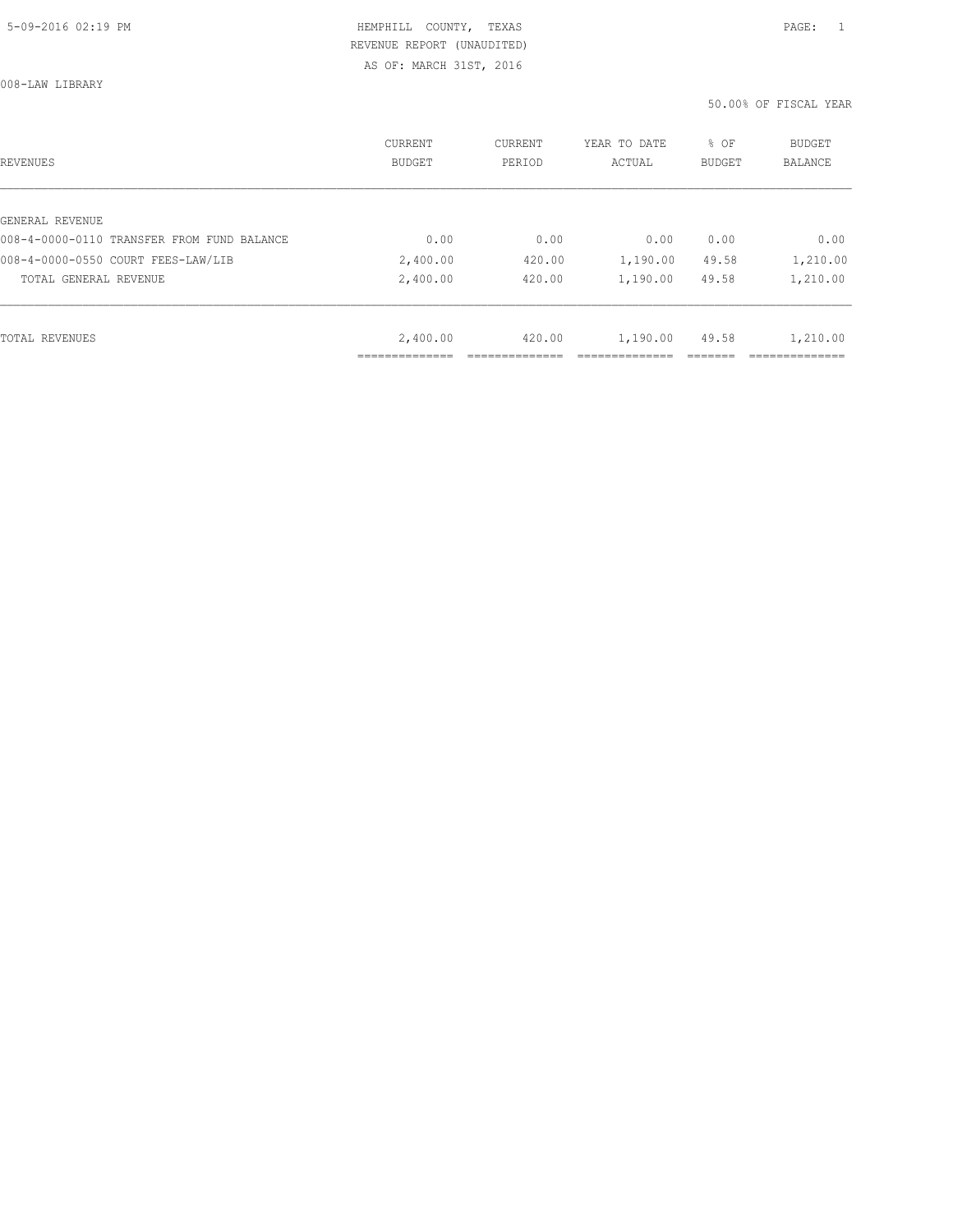HEMPHILL COUNTY, TEXAS
REVENUE REPORT (UNAUDITED)
AS OF: MARCH 31ST, 2016

008-LAW LIBRARY

50.00% OF FISCAL YEAR

| REVENUES | CURRENT BUDGET | CURRENT PERIOD | YEAR TO DATE ACTUAL | % OF BUDGET | BUDGET BALANCE |
|---|---|---|---|---|---|
| GENERAL REVENUE | | | | | |
| 008-4-0000-0110 TRANSFER FROM FUND BALANCE | 0.00 | 0.00 | 0.00 | 0.00 | 0.00 |
| 008-4-0000-0550 COURT FEES-LAW/LIB | 2,400.00 | 420.00 | 1,190.00 | 49.58 | 1,210.00 |
| TOTAL GENERAL REVENUE | 2,400.00 | 420.00 | 1,190.00 | 49.58 | 1,210.00 |
| TOTAL REVENUES | 2,400.00 | 420.00 | 1,190.00 | 49.58 | 1,210.00 |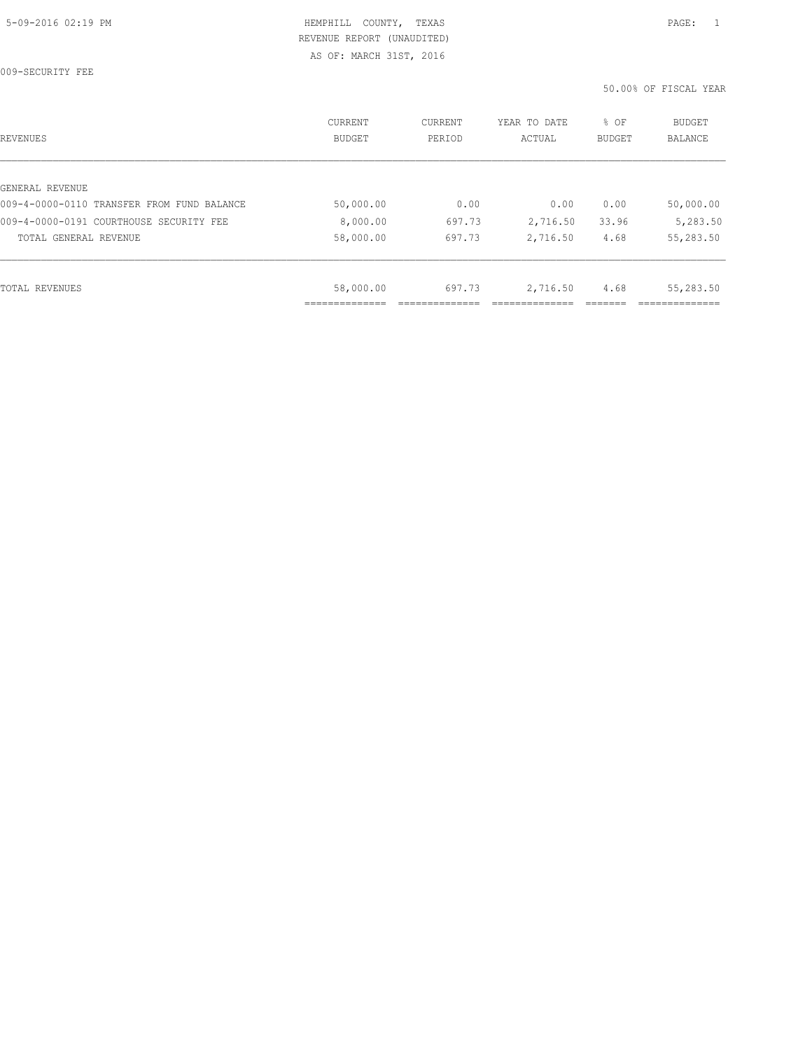HEMPHILL COUNTY, TEXAS
REVENUE REPORT (UNAUDITED)
AS OF: MARCH 31ST, 2016

009-SECURITY FEE

50.00% OF FISCAL YEAR

| REVENUES | CURRENT BUDGET | CURRENT PERIOD | YEAR TO DATE ACTUAL | % OF BUDGET | BUDGET BALANCE |
|---|---|---|---|---|---|
| GENERAL REVENUE | | | | | |
| 009-4-0000-0110 TRANSFER FROM FUND BALANCE | 50,000.00 | 0.00 | 0.00 | 0.00 | 50,000.00 |
| 009-4-0000-0191 COURTHOUSE SECURITY FEE | 8,000.00 | 697.73 | 2,716.50 | 33.96 | 5,283.50 |
| TOTAL GENERAL REVENUE | 58,000.00 | 697.73 | 2,716.50 | 4.68 | 55,283.50 |
| TOTAL REVENUES | 58,000.00 | 697.73 | 2,716.50 | 4.68 | 55,283.50 |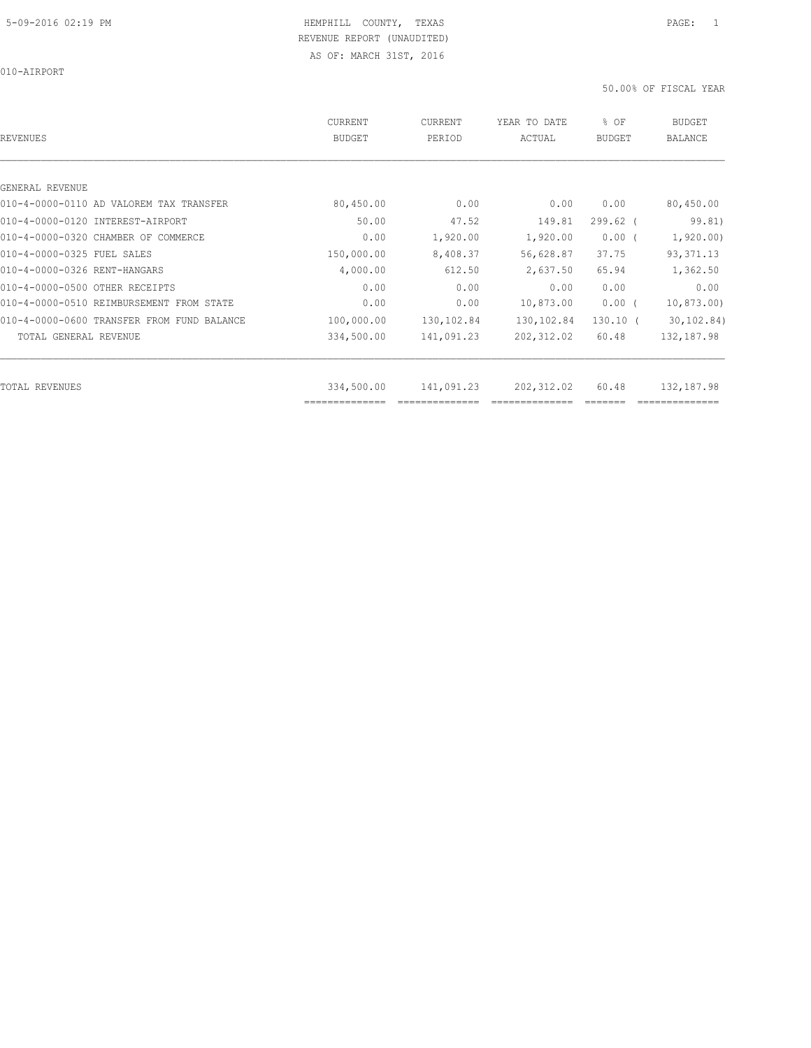HEMPHILL COUNTY, TEXAS
REVENUE REPORT (UNAUDITED)
AS OF: MARCH 31ST, 2016

010-AIRPORT

50.00% OF FISCAL YEAR

| REVENUES | CURRENT BUDGET | CURRENT PERIOD | YEAR TO DATE ACTUAL | % OF BUDGET | BUDGET BALANCE |
|---|---|---|---|---|---|
| GENERAL REVENUE | | | | | |
| 010-4-0000-0110 AD VALOREM TAX TRANSFER | 80,450.00 | 0.00 | 0.00 | 0.00 | 80,450.00 |
| 010-4-0000-0120 INTEREST-AIRPORT | 50.00 | 47.52 | 149.81 | 299.62 ( | 99.81) |
| 010-4-0000-0320 CHAMBER OF COMMERCE | 0.00 | 1,920.00 | 1,920.00 | 0.00 ( | 1,920.00) |
| 010-4-0000-0325 FUEL SALES | 150,000.00 | 8,408.37 | 56,628.87 | 37.75 | 93,371.13 |
| 010-4-0000-0326 RENT-HANGARS | 4,000.00 | 612.50 | 2,637.50 | 65.94 | 1,362.50 |
| 010-4-0000-0500 OTHER RECEIPTS | 0.00 | 0.00 | 0.00 | 0.00 | 0.00 |
| 010-4-0000-0510 REIMBURSEMENT FROM STATE | 0.00 | 0.00 | 10,873.00 | 0.00 ( | 10,873.00) |
| 010-4-0000-0600 TRANSFER FROM FUND BALANCE | 100,000.00 | 130,102.84 | 130,102.84 | 130.10 ( | 30,102.84) |
| TOTAL GENERAL REVENUE | 334,500.00 | 141,091.23 | 202,312.02 | 60.48 | 132,187.98 |
| TOTAL REVENUES | 334,500.00 | 141,091.23 | 202,312.02 | 60.48 | 132,187.98 |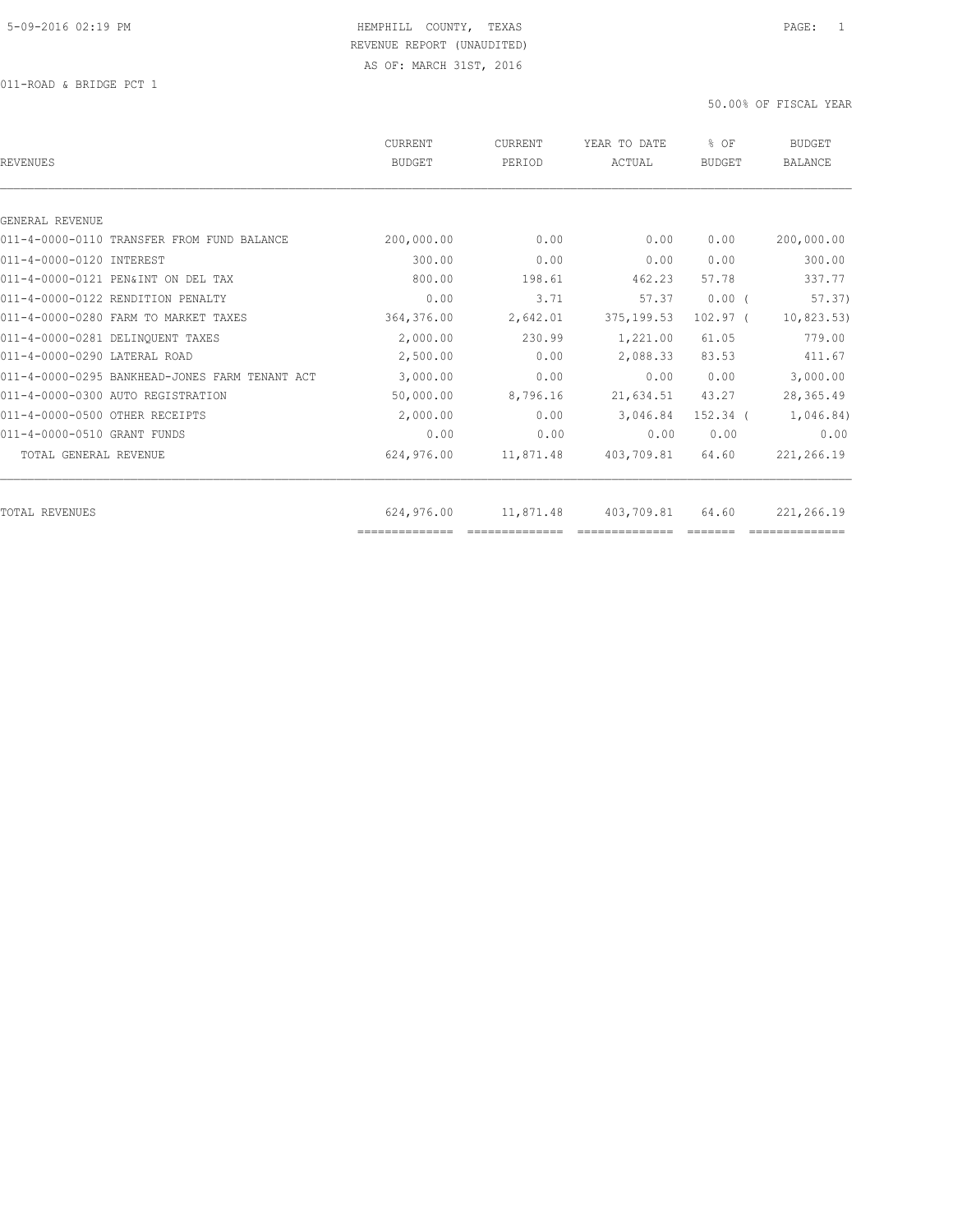HEMPHILL COUNTY, TEXAS
REVENUE REPORT (UNAUDITED)
AS OF: MARCH 31ST, 2016

011-ROAD & BRIDGE PCT 1

50.00% OF FISCAL YEAR

| REVENUES | CURRENT BUDGET | CURRENT PERIOD | YEAR TO DATE ACTUAL | % OF BUDGET | BUDGET BALANCE |
|---|---|---|---|---|---|
| GENERAL REVENUE | | | | | |
| 011-4-0000-0110 TRANSFER FROM FUND BALANCE | 200,000.00 | 0.00 | 0.00 | 0.00 | 200,000.00 |
| 011-4-0000-0120 INTEREST | 300.00 | 0.00 | 0.00 | 0.00 | 300.00 |
| 011-4-0000-0121 PEN&INT ON DEL TAX | 800.00 | 198.61 | 462.23 | 57.78 | 337.77 |
| 011-4-0000-0122 RENDITION PENALTY | 0.00 | 3.71 | 57.37 | 0.00 ( | 57.37) |
| 011-4-0000-0280 FARM TO MARKET TAXES | 364,376.00 | 2,642.01 | 375,199.53 | 102.97 ( | 10,823.53) |
| 011-4-0000-0281 DELINQUENT TAXES | 2,000.00 | 230.99 | 1,221.00 | 61.05 | 779.00 |
| 011-4-0000-0290 LATERAL ROAD | 2,500.00 | 0.00 | 2,088.33 | 83.53 | 411.67 |
| 011-4-0000-0295 BANKHEAD-JONES FARM TENANT ACT | 3,000.00 | 0.00 | 0.00 | 0.00 | 3,000.00 |
| 011-4-0000-0300 AUTO REGISTRATION | 50,000.00 | 8,796.16 | 21,634.51 | 43.27 | 28,365.49 |
| 011-4-0000-0500 OTHER RECEIPTS | 2,000.00 | 0.00 | 3,046.84 | 152.34 ( | 1,046.84) |
| 011-4-0000-0510 GRANT FUNDS | 0.00 | 0.00 | 0.00 | 0.00 | 0.00 |
| TOTAL GENERAL REVENUE | 624,976.00 | 11,871.48 | 403,709.81 | 64.60 | 221,266.19 |
| TOTAL REVENUES | 624,976.00 | 11,871.48 | 403,709.81 | 64.60 | 221,266.19 |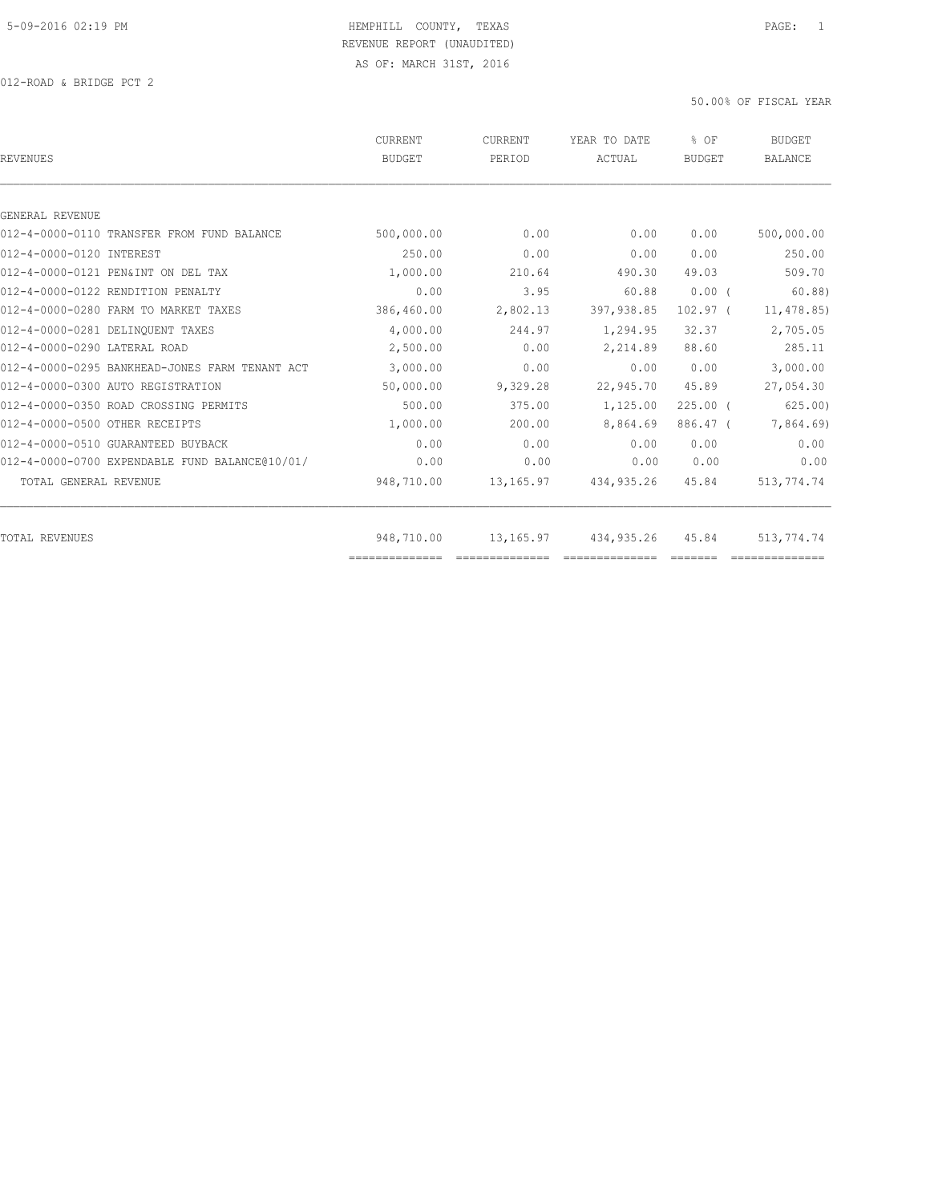5-09-2016 02:19 PM

HEMPHILL COUNTY, TEXAS
REVENUE REPORT (UNAUDITED)
AS OF: MARCH 31ST, 2016

012-ROAD & BRIDGE PCT 2

50.00% OF FISCAL YEAR

| REVENUES | CURRENT BUDGET | CURRENT PERIOD | YEAR TO DATE ACTUAL | % OF BUDGET | BUDGET BALANCE |
|---|---|---|---|---|---|
| GENERAL REVENUE | | | | | |
| 012-4-0000-0110 TRANSFER FROM FUND BALANCE | 500,000.00 | 0.00 | 0.00 | 0.00 | 500,000.00 |
| 012-4-0000-0120 INTEREST | 250.00 | 0.00 | 0.00 | 0.00 | 250.00 |
| 012-4-0000-0121 PEN&INT ON DEL TAX | 1,000.00 | 210.64 | 490.30 | 49.03 | 509.70 |
| 012-4-0000-0122 RENDITION PENALTY | 0.00 | 3.95 | 60.88 | 0.00 ( | 60.88) |
| 012-4-0000-0280 FARM TO MARKET TAXES | 386,460.00 | 2,802.13 | 397,938.85 | 102.97 ( | 11,478.85) |
| 012-4-0000-0281 DELINQUENT TAXES | 4,000.00 | 244.97 | 1,294.95 | 32.37 | 2,705.05 |
| 012-4-0000-0290 LATERAL ROAD | 2,500.00 | 0.00 | 2,214.89 | 88.60 | 285.11 |
| 012-4-0000-0295 BANKHEAD-JONES FARM TENANT ACT | 3,000.00 | 0.00 | 0.00 | 0.00 | 3,000.00 |
| 012-4-0000-0300 AUTO REGISTRATION | 50,000.00 | 9,329.28 | 22,945.70 | 45.89 | 27,054.30 |
| 012-4-0000-0350 ROAD CROSSING PERMITS | 500.00 | 375.00 | 1,125.00 | 225.00 ( | 625.00) |
| 012-4-0000-0500 OTHER RECEIPTS | 1,000.00 | 200.00 | 8,864.69 | 886.47 ( | 7,864.69) |
| 012-4-0000-0510 GUARANTEED BUYBACK | 0.00 | 0.00 | 0.00 | 0.00 | 0.00 |
| 012-4-0000-0700 EXPENDABLE FUND BALANCE@10/01/ | 0.00 | 0.00 | 0.00 | 0.00 | 0.00 |
| TOTAL GENERAL REVENUE | 948,710.00 | 13,165.97 | 434,935.26 | 45.84 | 513,774.74 |
| TOTAL REVENUES | 948,710.00 | 13,165.97 | 434,935.26 | 45.84 | 513,774.74 |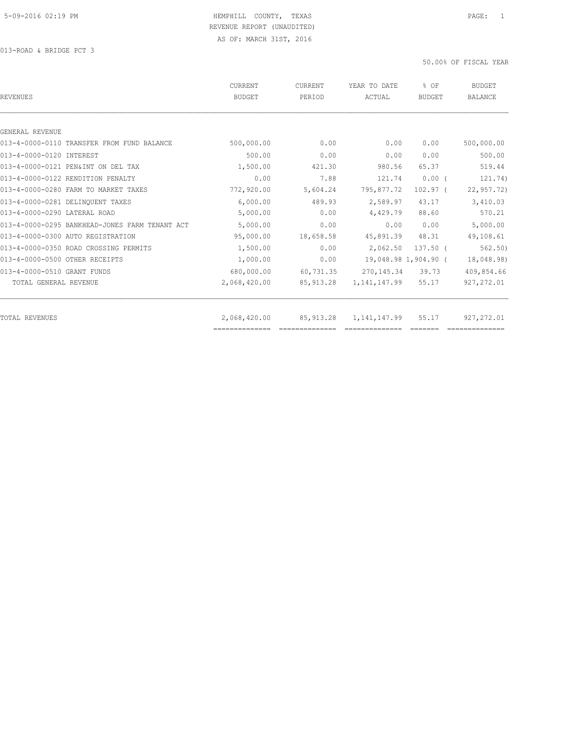HEMPHILL COUNTY, TEXAS
REVENUE REPORT (UNAUDITED)
AS OF: MARCH 31ST, 2016

013-ROAD & BRIDGE PCT 3

50.00% OF FISCAL YEAR

| REVENUES | CURRENT BUDGET | CURRENT PERIOD | YEAR TO DATE ACTUAL | % OF BUDGET | BUDGET BALANCE |
|---|---|---|---|---|---|
| GENERAL REVENUE | | | | | |
| 013-4-0000-0110 TRANSFER FROM FUND BALANCE | 500,000.00 | 0.00 | 0.00 | 0.00 | 500,000.00 |
| 013-4-0000-0120 INTEREST | 500.00 | 0.00 | 0.00 | 0.00 | 500.00 |
| 013-4-0000-0121 PEN&INT ON DEL TAX | 1,500.00 | 421.30 | 980.56 | 65.37 | 519.44 |
| 013-4-0000-0122 RENDITION PENALTY | 0.00 | 7.88 | 121.74 | 0.00 ( | 121.74) |
| 013-4-0000-0280 FARM TO MARKET TAXES | 772,920.00 | 5,604.24 | 795,877.72 | 102.97 ( | 22,957.72) |
| 013-4-0000-0281 DELINQUENT TAXES | 6,000.00 | 489.93 | 2,589.97 | 43.17 | 3,410.03 |
| 013-4-0000-0290 LATERAL ROAD | 5,000.00 | 0.00 | 4,429.79 | 88.60 | 570.21 |
| 013-4-0000-0295 BANKHEAD-JONES FARM TENANT ACT | 5,000.00 | 0.00 | 0.00 | 0.00 | 5,000.00 |
| 013-4-0000-0300 AUTO REGISTRATION | 95,000.00 | 18,658.58 | 45,891.39 | 48.31 | 49,108.61 |
| 013-4-0000-0350 ROAD CROSSING PERMITS | 1,500.00 | 0.00 | 2,062.50 | 137.50 ( | 562.50) |
| 013-4-0000-0500 OTHER RECEIPTS | 1,000.00 | 0.00 | 19,048.98 | 1,904.90 ( | 18,048.98) |
| 013-4-0000-0510 GRANT FUNDS | 680,000.00 | 60,731.35 | 270,145.34 | 39.73 | 409,854.66 |
| TOTAL GENERAL REVENUE | 2,068,420.00 | 85,913.28 | 1,141,147.99 | 55.17 | 927,272.01 |
| TOTAL REVENUES | 2,068,420.00 | 85,913.28 | 1,141,147.99 | 55.17 | 927,272.01 |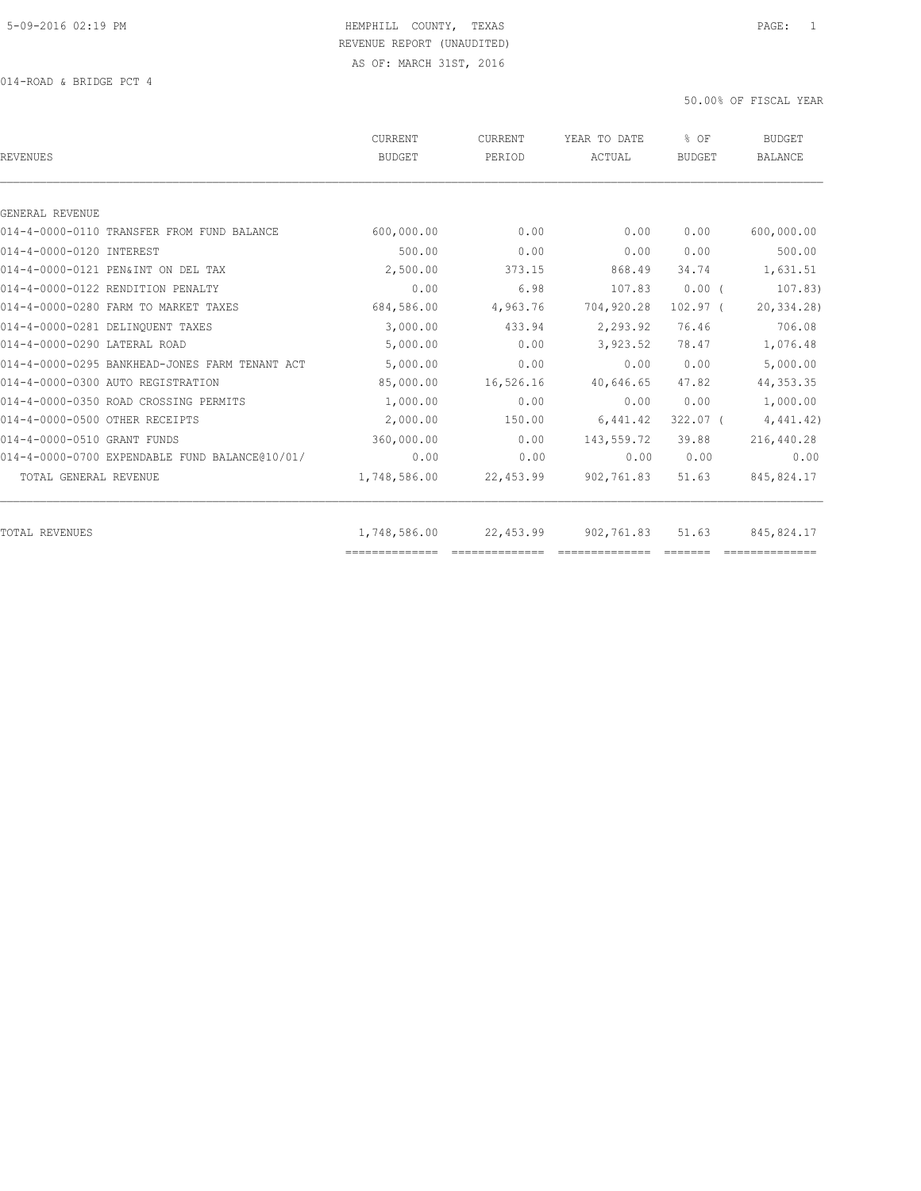HEMPHILL COUNTY, TEXAS
REVENUE REPORT (UNAUDITED)
AS OF: MARCH 31ST, 2016

014-ROAD & BRIDGE PCT 4

50.00% OF FISCAL YEAR

| REVENUES | CURRENT BUDGET | CURRENT PERIOD | YEAR TO DATE ACTUAL | % OF BUDGET | BUDGET BALANCE |
|---|---|---|---|---|---|
| GENERAL REVENUE | | | | | |
| 014-4-0000-0110 TRANSFER FROM FUND BALANCE | 600,000.00 | 0.00 | 0.00 | 0.00 | 600,000.00 |
| 014-4-0000-0120 INTEREST | 500.00 | 0.00 | 0.00 | 0.00 | 500.00 |
| 014-4-0000-0121 PEN&INT ON DEL TAX | 2,500.00 | 373.15 | 868.49 | 34.74 | 1,631.51 |
| 014-4-0000-0122 RENDITION PENALTY | 0.00 | 6.98 | 107.83 | 0.00 ( | 107.83) |
| 014-4-0000-0280 FARM TO MARKET TAXES | 684,586.00 | 4,963.76 | 704,920.28 | 102.97 ( | 20,334.28) |
| 014-4-0000-0281 DELINQUENT TAXES | 3,000.00 | 433.94 | 2,293.92 | 76.46 | 706.08 |
| 014-4-0000-0290 LATERAL ROAD | 5,000.00 | 0.00 | 3,923.52 | 78.47 | 1,076.48 |
| 014-4-0000-0295 BANKHEAD-JONES FARM TENANT ACT | 5,000.00 | 0.00 | 0.00 | 0.00 | 5,000.00 |
| 014-4-0000-0300 AUTO REGISTRATION | 85,000.00 | 16,526.16 | 40,646.65 | 47.82 | 44,353.35 |
| 014-4-0000-0350 ROAD CROSSING PERMITS | 1,000.00 | 0.00 | 0.00 | 0.00 | 1,000.00 |
| 014-4-0000-0500 OTHER RECEIPTS | 2,000.00 | 150.00 | 6,441.42 | 322.07 ( | 4,441.42) |
| 014-4-0000-0510 GRANT FUNDS | 360,000.00 | 0.00 | 143,559.72 | 39.88 | 216,440.28 |
| 014-4-0000-0700 EXPENDABLE FUND BALANCE@10/01/ | 0.00 | 0.00 | 0.00 | 0.00 | 0.00 |
| TOTAL GENERAL REVENUE | 1,748,586.00 | 22,453.99 | 902,761.83 | 51.63 | 845,824.17 |
| TOTAL REVENUES | 1,748,586.00 | 22,453.99 | 902,761.83 | 51.63 | 845,824.17 |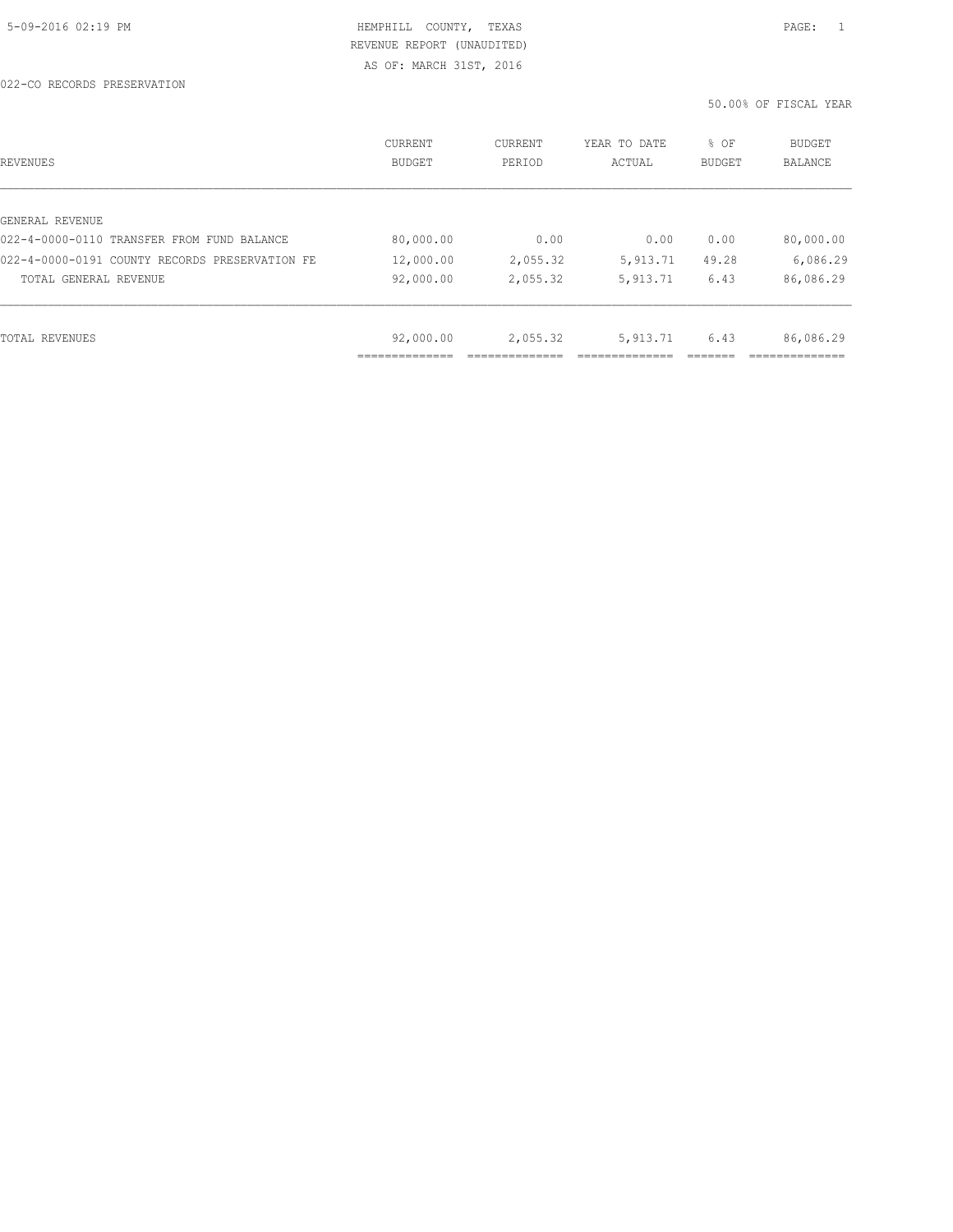HEMPHILL COUNTY, TEXAS
REVENUE REPORT (UNAUDITED)
AS OF: MARCH 31ST, 2016

022-CO RECORDS PRESERVATION

50.00% OF FISCAL YEAR

| REVENUES | CURRENT BUDGET | CURRENT PERIOD | YEAR TO DATE ACTUAL | % OF BUDGET | BUDGET BALANCE |
|---|---|---|---|---|---|
| GENERAL REVENUE | | | | | |
| 022-4-0000-0110 TRANSFER FROM FUND BALANCE | 80,000.00 | 0.00 | 0.00 | 0.00 | 80,000.00 |
| 022-4-0000-0191 COUNTY RECORDS PRESERVATION FE | 12,000.00 | 2,055.32 | 5,913.71 | 49.28 | 6,086.29 |
| TOTAL GENERAL REVENUE | 92,000.00 | 2,055.32 | 5,913.71 | 6.43 | 86,086.29 |
| TOTAL REVENUES | 92,000.00 | 2,055.32 | 5,913.71 | 6.43 | 86,086.29 |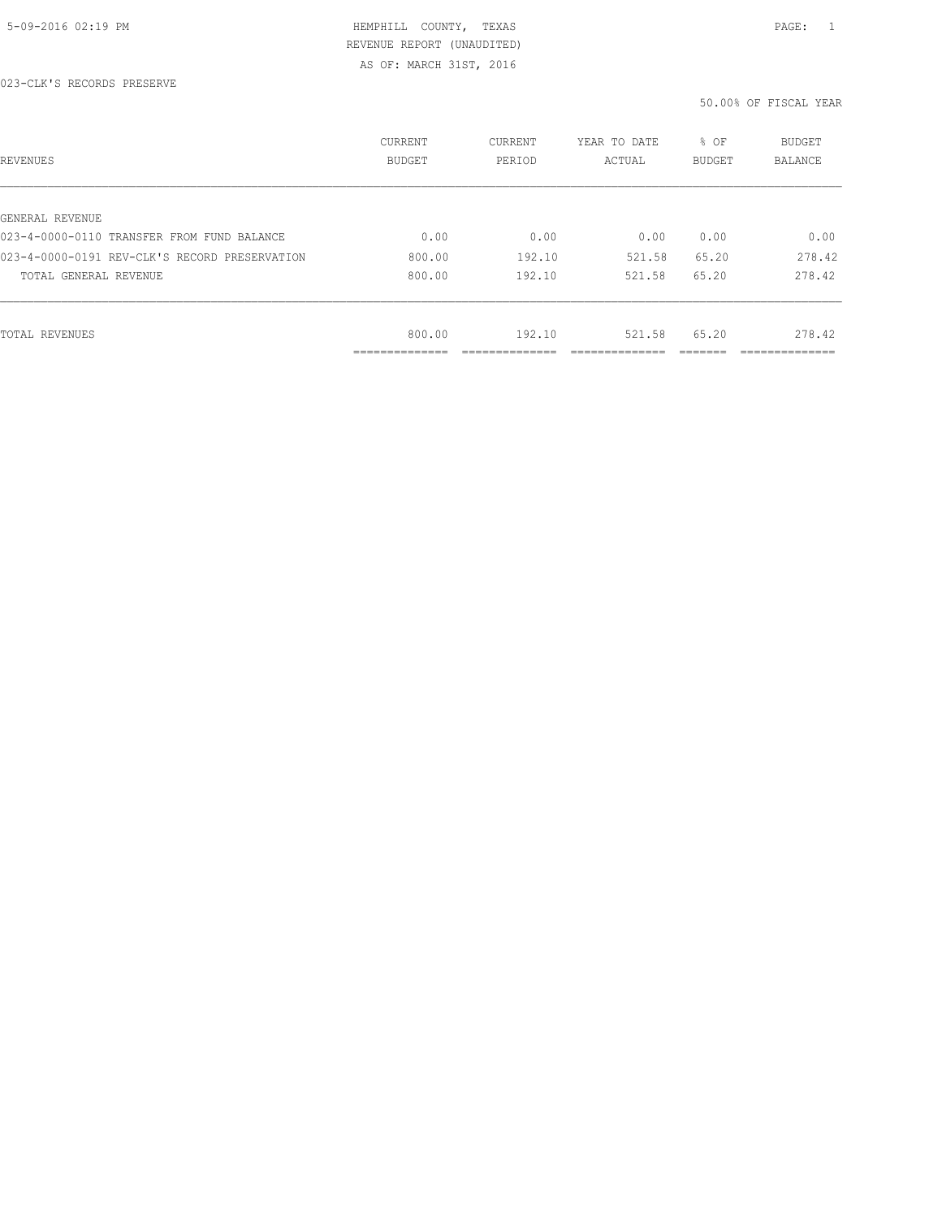HEMPHILL COUNTY, TEXAS
REVENUE REPORT (UNAUDITED)
AS OF: MARCH 31ST, 2016

023-CLK'S RECORDS PRESERVE

50.00% OF FISCAL YEAR

| REVENUES | CURRENT BUDGET | CURRENT PERIOD | YEAR TO DATE ACTUAL | % OF BUDGET | BUDGET BALANCE |
|---|---|---|---|---|---|
| GENERAL REVENUE | | | | | |
| 023-4-0000-0110 TRANSFER FROM FUND BALANCE | 0.00 | 0.00 | 0.00 | 0.00 | 0.00 |
| 023-4-0000-0191 REV-CLK'S RECORD PRESERVATION | 800.00 | 192.10 | 521.58 | 65.20 | 278.42 |
| TOTAL GENERAL REVENUE | 800.00 | 192.10 | 521.58 | 65.20 | 278.42 |
| TOTAL REVENUES | 800.00 | 192.10 | 521.58 | 65.20 | 278.42 |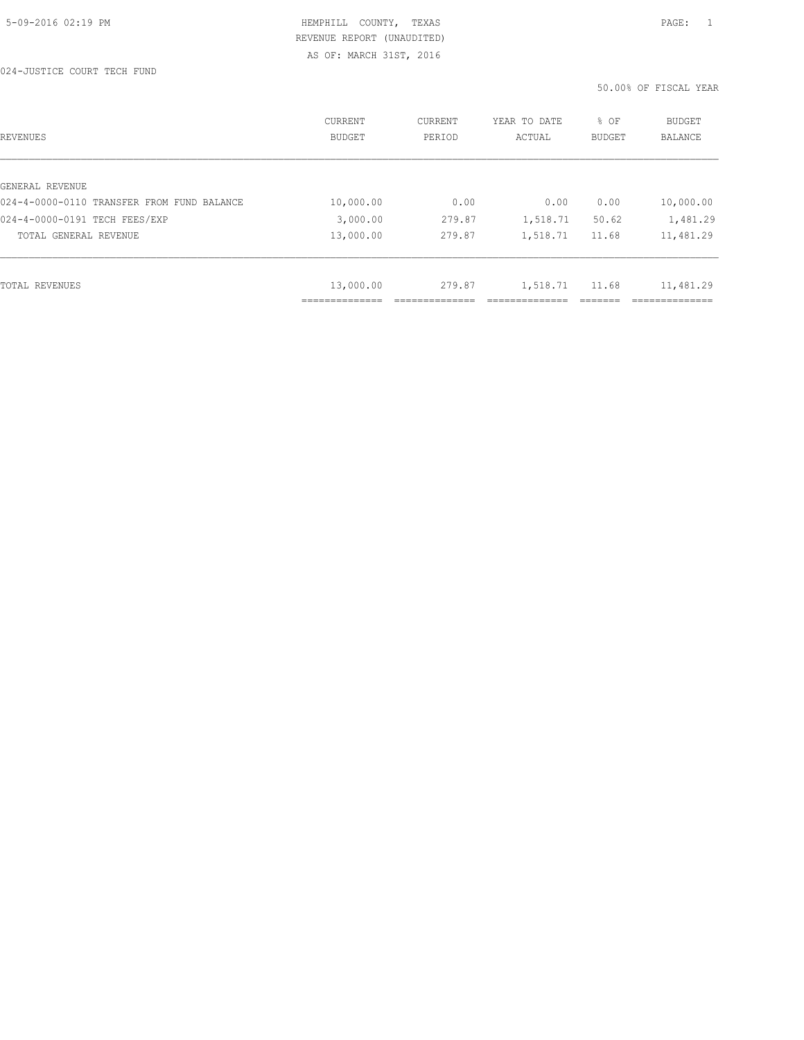HEMPHILL COUNTY, TEXAS
REVENUE REPORT (UNAUDITED)
AS OF: MARCH 31ST, 2016

024-JUSTICE COURT TECH FUND

50.00% OF FISCAL YEAR

| REVENUES | CURRENT BUDGET | CURRENT PERIOD | YEAR TO DATE ACTUAL | % OF BUDGET | BUDGET BALANCE |
|---|---|---|---|---|---|
| GENERAL REVENUE | | | | | |
| 024-4-0000-0110 TRANSFER FROM FUND BALANCE | 10,000.00 | 0.00 | 0.00 | 0.00 | 10,000.00 |
| 024-4-0000-0191 TECH FEES/EXP | 3,000.00 | 279.87 | 1,518.71 | 50.62 | 1,481.29 |
| TOTAL GENERAL REVENUE | 13,000.00 | 279.87 | 1,518.71 | 11.68 | 11,481.29 |
| TOTAL REVENUES | 13,000.00 | 279.87 | 1,518.71 | 11.68 | 11,481.29 |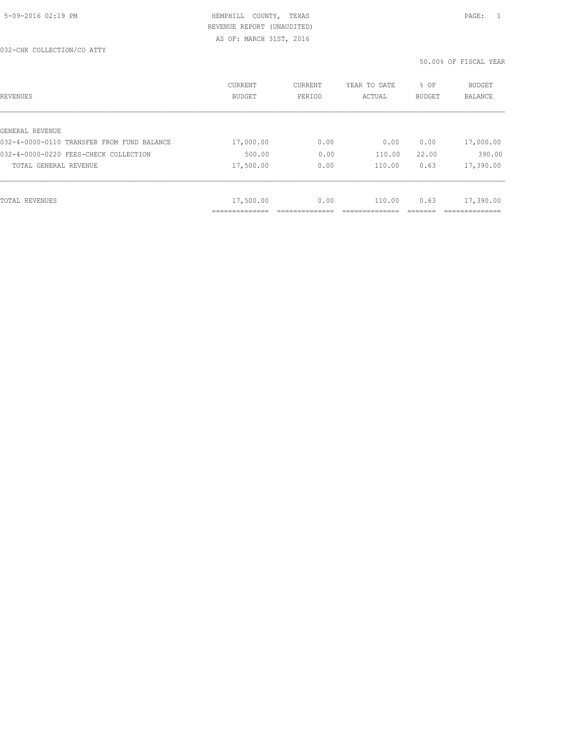HEMPHILL COUNTY, TEXAS
REVENUE REPORT (UNAUDITED)
AS OF: MARCH 31ST, 2016

032-CHK COLLECTION/CO ATTY

50.00% OF FISCAL YEAR

| REVENUES | CURRENT BUDGET | CURRENT PERIOD | YEAR TO DATE ACTUAL | % OF BUDGET | BUDGET BALANCE |
|---|---|---|---|---|---|
| GENERAL REVENUE | | | | | |
| 032-4-0000-0110 TRANSFER FROM FUND BALANCE | 17,000.00 | 0.00 | 0.00 | 0.00 | 17,000.00 |
| 032-4-0000-0220 FEES-CHECK COLLECTION | 500.00 | 0.00 | 110.00 | 22.00 | 390.00 |
| TOTAL GENERAL REVENUE | 17,500.00 | 0.00 | 110.00 | 0.63 | 17,390.00 |
| TOTAL REVENUES | 17,500.00 | 0.00 | 110.00 | 0.63 | 17,390.00 |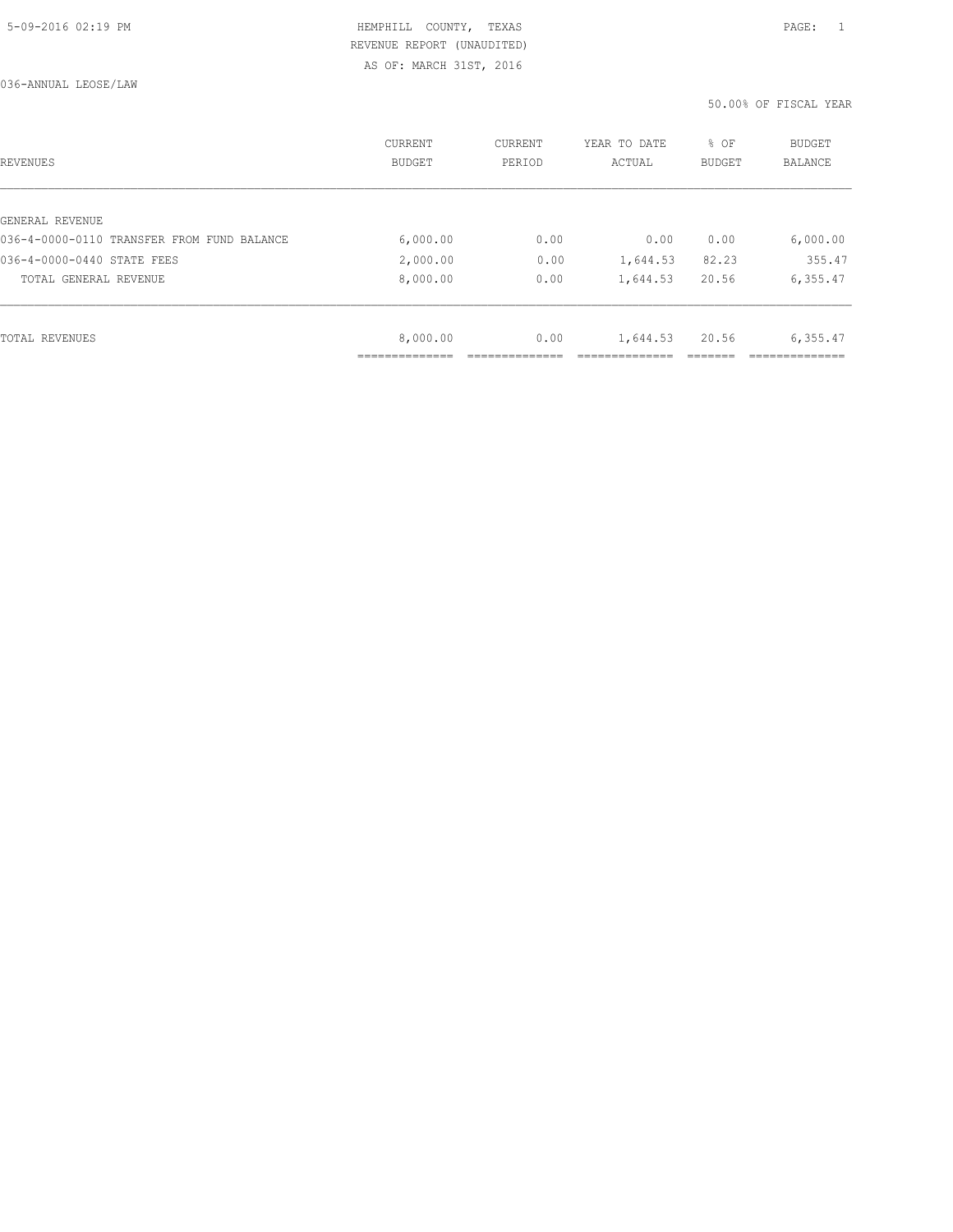HEMPHILL COUNTY, TEXAS
REVENUE REPORT (UNAUDITED)
AS OF: MARCH 31ST, 2016

036-ANNUAL LEOSE/LAW

50.00% OF FISCAL YEAR

| REVENUES | CURRENT BUDGET | CURRENT PERIOD | YEAR TO DATE ACTUAL | % OF BUDGET | BUDGET BALANCE |
|---|---|---|---|---|---|
| GENERAL REVENUE | | | | | |
| 036-4-0000-0110 TRANSFER FROM FUND BALANCE | 6,000.00 | 0.00 | 0.00 | 0.00 | 6,000.00 |
| 036-4-0000-0440 STATE FEES | 2,000.00 | 0.00 | 1,644.53 | 82.23 | 355.47 |
| TOTAL GENERAL REVENUE | 8,000.00 | 0.00 | 1,644.53 | 20.56 | 6,355.47 |
| TOTAL REVENUES | 8,000.00 | 0.00 | 1,644.53 | 20.56 | 6,355.47 |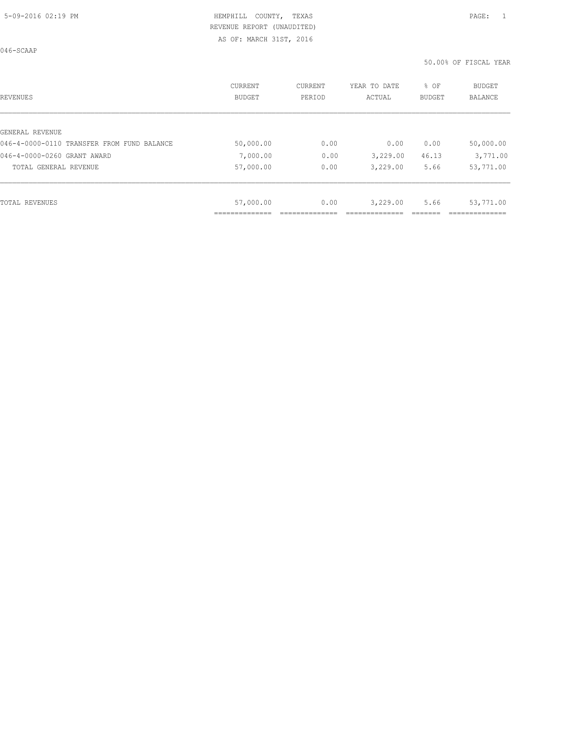HEMPHILL COUNTY, TEXAS
REVENUE REPORT (UNAUDITED)
AS OF: MARCH 31ST, 2016

046-SCAAP

50.00% OF FISCAL YEAR

| REVENUES | CURRENT BUDGET | CURRENT PERIOD | YEAR TO DATE ACTUAL | % OF BUDGET | BUDGET BALANCE |
|---|---|---|---|---|---|
| GENERAL REVENUE | | | | | |
| 046-4-0000-0110 TRANSFER FROM FUND BALANCE | 50,000.00 | 0.00 | 0.00 | 0.00 | 50,000.00 |
| 046-4-0000-0260 GRANT AWARD | 7,000.00 | 0.00 | 3,229.00 | 46.13 | 3,771.00 |
| TOTAL GENERAL REVENUE | 57,000.00 | 0.00 | 3,229.00 | 5.66 | 53,771.00 |
| TOTAL REVENUES | 57,000.00 | 0.00 | 3,229.00 | 5.66 | 53,771.00 |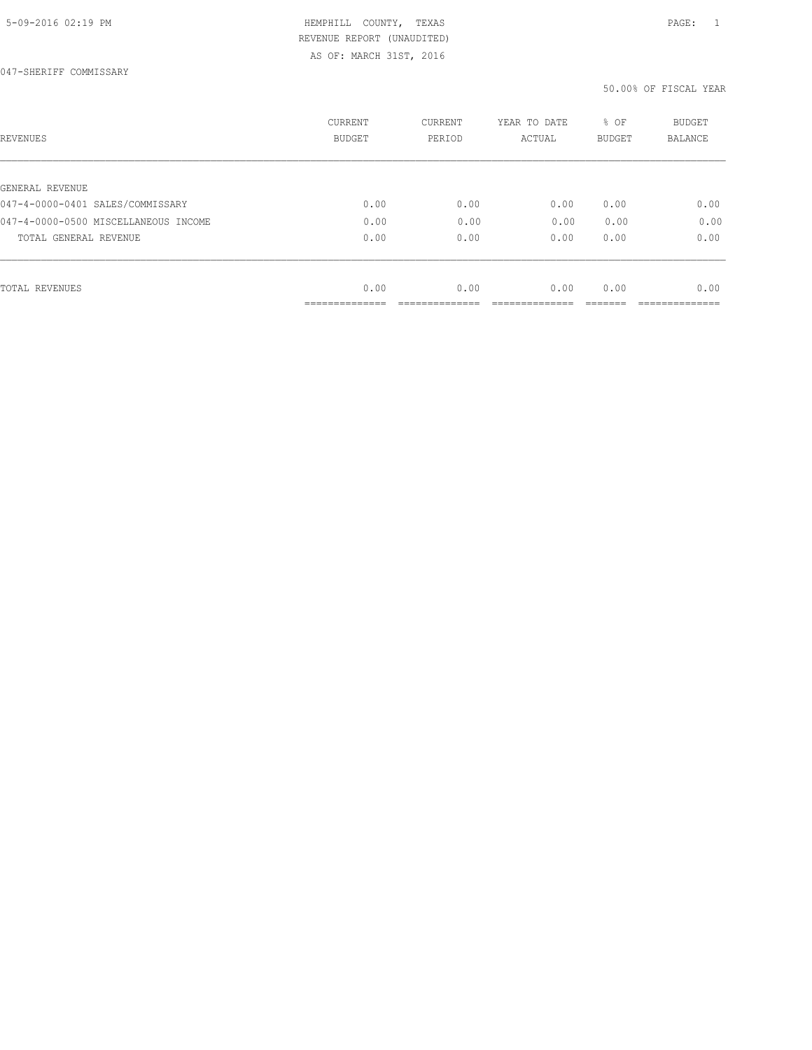HEMPHILL COUNTY, TEXAS
REVENUE REPORT (UNAUDITED)
AS OF: MARCH 31ST, 2016

047-SHERIFF COMMISSARY

50.00% OF FISCAL YEAR

| REVENUES | CURRENT BUDGET | CURRENT PERIOD | YEAR TO DATE ACTUAL | % OF BUDGET | BUDGET BALANCE |
|---|---|---|---|---|---|
| GENERAL REVENUE | | | | | |
| 047-4-0000-0401 SALES/COMMISSARY | 0.00 | 0.00 | 0.00 | 0.00 | 0.00 |
| 047-4-0000-0500 MISCELLANEOUS INCOME | 0.00 | 0.00 | 0.00 | 0.00 | 0.00 |
| TOTAL GENERAL REVENUE | 0.00 | 0.00 | 0.00 | 0.00 | 0.00 |
| TOTAL REVENUES | 0.00 | 0.00 | 0.00 | 0.00 | 0.00 |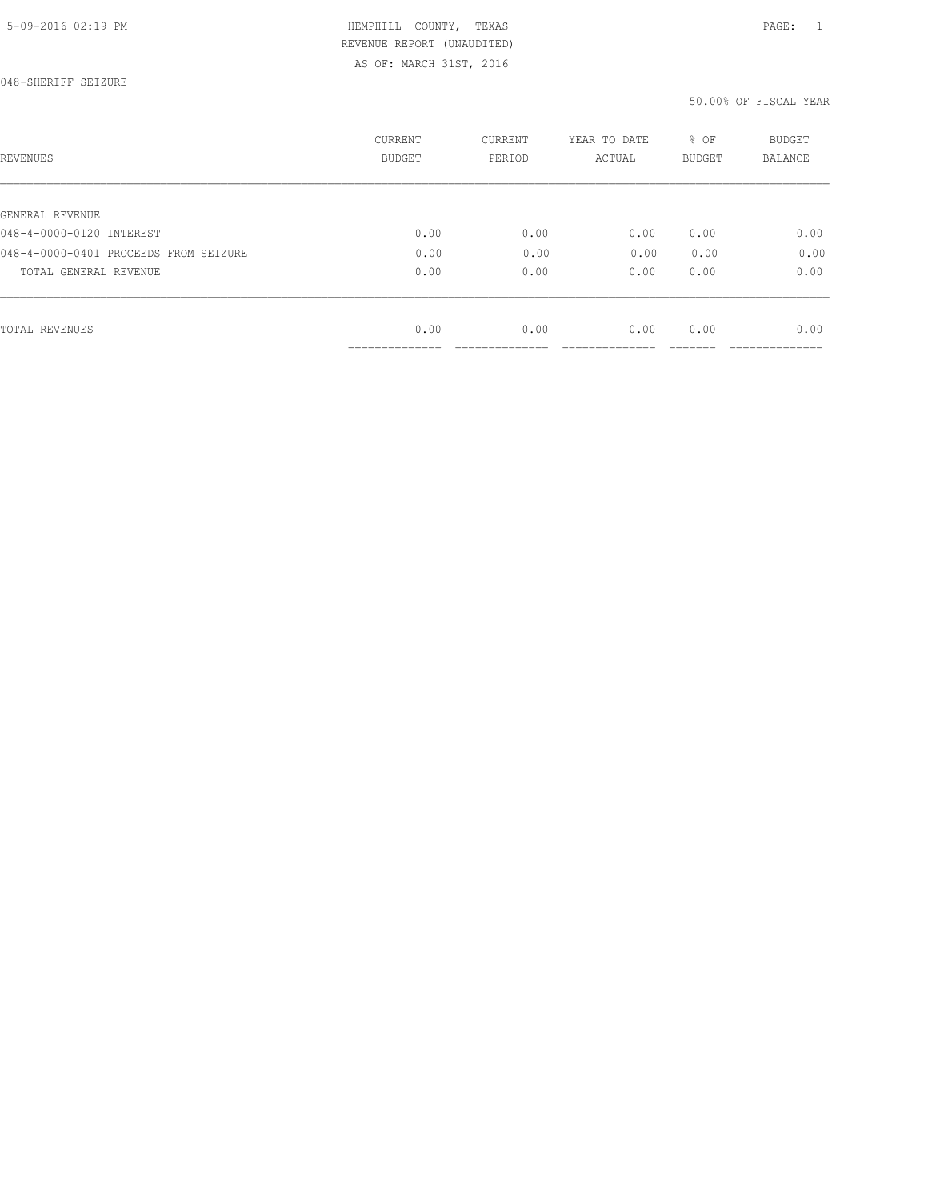HEMPHILL COUNTY, TEXAS
REVENUE REPORT (UNAUDITED)
AS OF: MARCH 31ST, 2016

048-SHERIFF SEIZURE

50.00% OF FISCAL YEAR

| REVENUES | CURRENT BUDGET | CURRENT PERIOD | YEAR TO DATE ACTUAL | % OF BUDGET | BUDGET BALANCE |
|---|---|---|---|---|---|
| GENERAL REVENUE | | | | | |
| 048-4-0000-0120 INTEREST | 0.00 | 0.00 | 0.00 | 0.00 | 0.00 |
| 048-4-0000-0401 PROCEEDS FROM SEIZURE | 0.00 | 0.00 | 0.00 | 0.00 | 0.00 |
| TOTAL GENERAL REVENUE | 0.00 | 0.00 | 0.00 | 0.00 | 0.00 |
| TOTAL REVENUES | 0.00 | 0.00 | 0.00 | 0.00 | 0.00 |